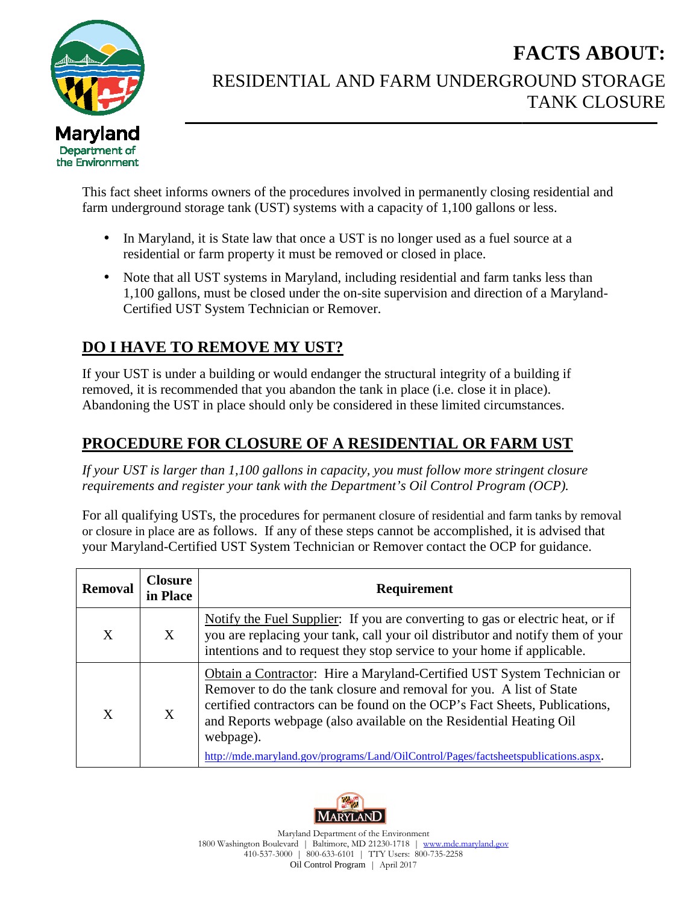# FACTS ABOUT:

## RESIDENTIAL AND FARM UNDERGROUND STORAGE TANK CLOSURE

This fact sheet informs owners of the procedures involved in permanently closing residential and farm underground storage tank (UST) systems with a capacity of 1,100 gallons or less.

- In Maryland, it is State law that once a UST is no longer used as a fuel source at a residential or farm property it must be removed or closed in place.
- Note that all UST systems in Maryland, including residential and farm tanks less than 1,100 gallons, must be closed under the on-site supervision and direction of a Maryland-Certified UST System Technician or Remover.

## DO I HAVE TO REMOVE MY UST?

If your UST is under a building or would endanger the structural integrity of a building if removed, it is recommended that you abandon the tank in place (i.e. close it in place). Abandoning the UST in place should only be considered in these limited circumstances.

## PROCEDURE FOR CLOSURE OF A RESIDENTIAL OR FARM UST

*If your UST is larger than 1,100 gallons in capacity, you must follow more stringent closure requirements and register your tank with the Department's Oil Control Program (OCP).*

For all qualifying USTs, the procedures for permanent closure of residential and farm tanks by removal or closure in place are as follows. If any of these steps cannot be accomplished, it is advised that your Maryland-Certified UST System Technician or Remover contact the OCP for guidance.

| Removal | Closure in Place | Requirement |
|---|---|---|
| X | X | Notify the Fuel Supplier: If you are converting to gas or electric heat, or if you are replacing your tank, call your oil distributor and notify them of your intentions and to request they stop service to your home if applicable. |
| X | X | Obtain a Contractor: Hire a Maryland-Certified UST System Technician or Remover to do the tank closure and removal for you. A list of State certified contractors can be found on the OCP's Fact Sheets, Publications, and Reports webpage (also available on the Residential Heating Oil webpage). http://mde.maryland.gov/programs/Land/OilControl/Pages/factsheetspublications.aspx. |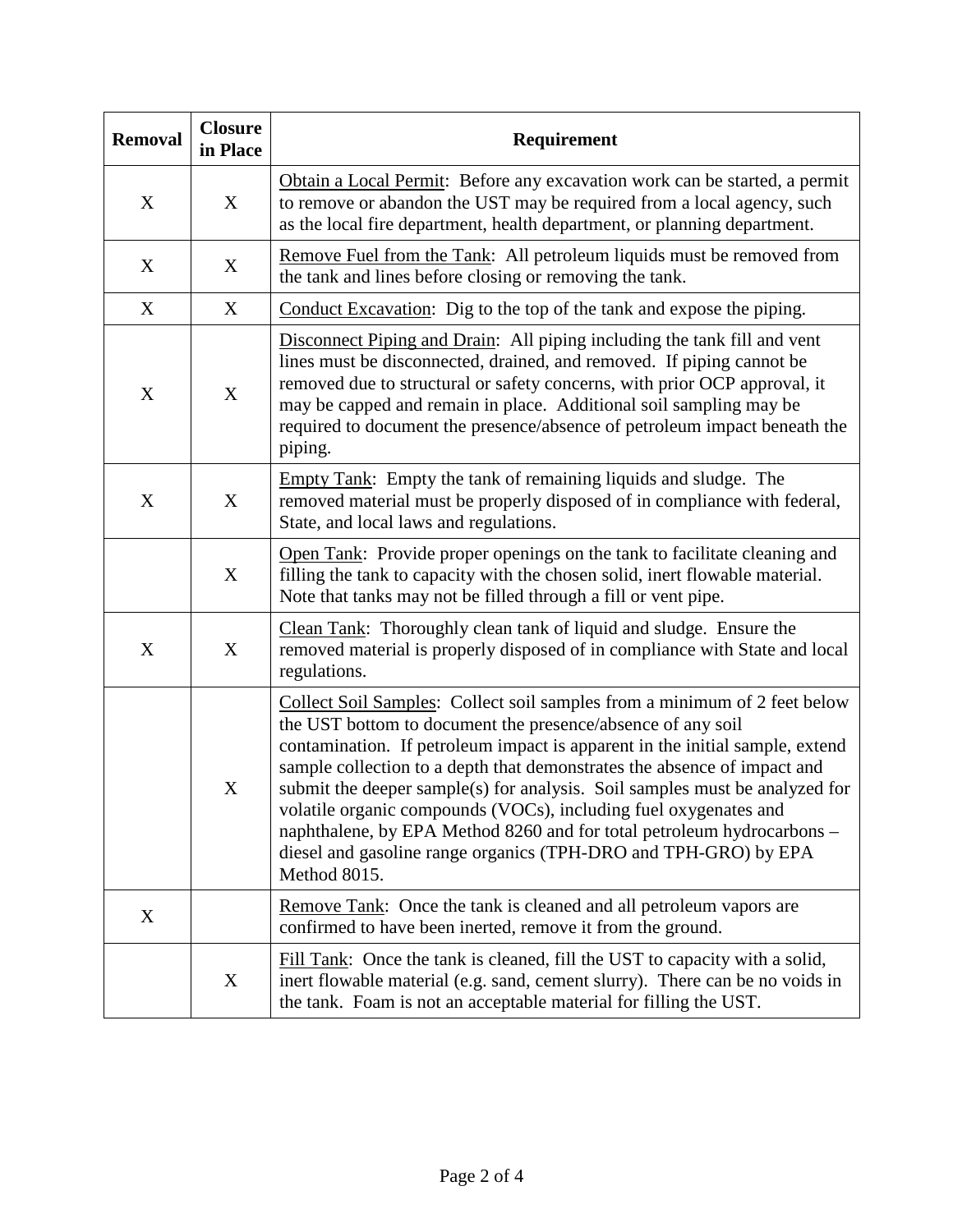| Removal | Closure in Place | Requirement |
|---|---|---|
| X | X | Obtain a Local Permit: Before any excavation work can be started, a permit to remove or abandon the UST may be required from a local agency, such as the local fire department, health department, or planning department. |
| X | X | Remove Fuel from the Tank: All petroleum liquids must be removed from the tank and lines before closing or removing the tank. |
| X | X | Conduct Excavation: Dig to the top of the tank and expose the piping. |
| X | X | Disconnect Piping and Drain: All piping including the tank fill and vent lines must be disconnected, drained, and removed. If piping cannot be removed due to structural or safety concerns, with prior OCP approval, it may be capped and remain in place. Additional soil sampling may be required to document the presence/absence of petroleum impact beneath the piping. |
| X | X | Empty Tank: Empty the tank of remaining liquids and sludge. The removed material must be properly disposed of in compliance with federal, State, and local laws and regulations. |
| | X | Open Tank: Provide proper openings on the tank to facilitate cleaning and filling the tank to capacity with the chosen solid, inert flowable material. Note that tanks may not be filled through a fill or vent pipe. |
| X | X | Clean Tank: Thoroughly clean tank of liquid and sludge. Ensure the removed material is properly disposed of in compliance with State and local regulations. |
| | X | Collect Soil Samples: Collect soil samples from a minimum of 2 feet below the UST bottom to document the presence/absence of any soil contamination. If petroleum impact is apparent in the initial sample, extend sample collection to a depth that demonstrates the absence of impact and submit the deeper sample(s) for analysis. Soil samples must be analyzed for volatile organic compounds (VOCs), including fuel oxygenates and naphthalene, by EPA Method 8260 and for total petroleum hydrocarbons – diesel and gasoline range organics (TPH-DRO and TPH-GRO) by EPA Method 8015. |
| X | | Remove Tank: Once the tank is cleaned and all petroleum vapors are confirmed to have been inerted, remove it from the ground. |
| | X | Fill Tank: Once the tank is cleaned, fill the UST to capacity with a solid, inert flowable material (e.g. sand, cement slurry). There can be no voids in the tank. Foam is not an acceptable material for filling the UST. |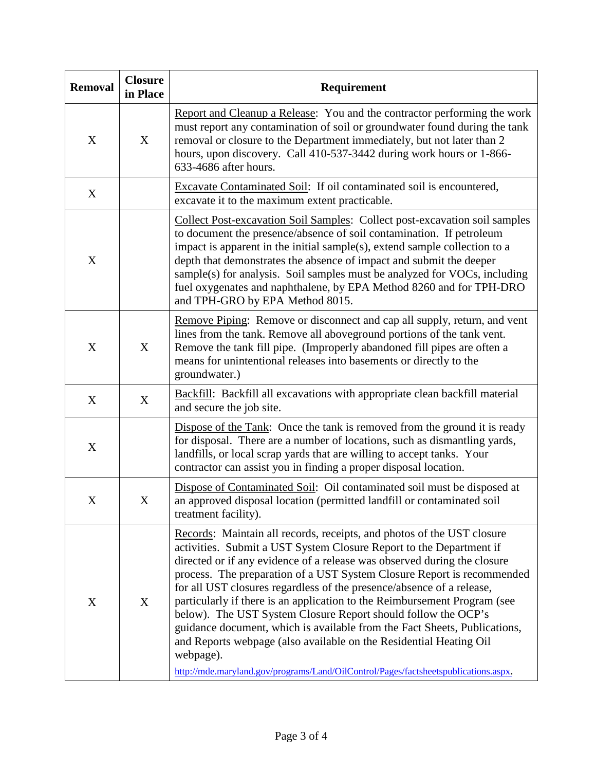| Removal | Closure in Place | Requirement |
|---|---|---|
| X | X | Report and Cleanup a Release: You and the contractor performing the work must report any contamination of soil or groundwater found during the tank removal or closure to the Department immediately, but not later than 2 hours, upon discovery. Call 410-537-3442 during work hours or 1-866-633-4686 after hours. |
| X | | Excavate Contaminated Soil: If oil contaminated soil is encountered, excavate it to the maximum extent practicable. |
| X | | Collect Post-excavation Soil Samples: Collect post-excavation soil samples to document the presence/absence of soil contamination. If petroleum impact is apparent in the initial sample(s), extend sample collection to a depth that demonstrates the absence of impact and submit the deeper sample(s) for analysis. Soil samples must be analyzed for VOCs, including fuel oxygenates and naphthalene, by EPA Method 8260 and for TPH-DRO and TPH-GRO by EPA Method 8015. |
| X | X | Remove Piping: Remove or disconnect and cap all supply, return, and vent lines from the tank. Remove all aboveground portions of the tank vent. Remove the tank fill pipe. (Improperly abandoned fill pipes are often a means for unintentional releases into basements or directly to the groundwater.) |
| X | X | Backfill: Backfill all excavations with appropriate clean backfill material and secure the job site. |
| X | | Dispose of the Tank: Once the tank is removed from the ground it is ready for disposal. There are a number of locations, such as dismantling yards, landfills, or local scrap yards that are willing to accept tanks. Your contractor can assist you in finding a proper disposal location. |
| X | X | Dispose of Contaminated Soil: Oil contaminated soil must be disposed at an approved disposal location (permitted landfill or contaminated soil treatment facility). |
| X | X | Records: Maintain all records, receipts, and photos of the UST closure activities. Submit a UST System Closure Report to the Department if directed or if any evidence of a release was observed during the closure process. The preparation of a UST System Closure Report is recommended for all UST closures regardless of the presence/absence of a release, particularly if there is an application to the Reimbursement Program (see below). The UST System Closure Report should follow the OCP's guidance document, which is available from the Fact Sheets, Publications, and Reports webpage (also available on the Residential Heating Oil webpage). http://mde.maryland.gov/programs/Land/OilControl/Pages/factsheetspublications.aspx. |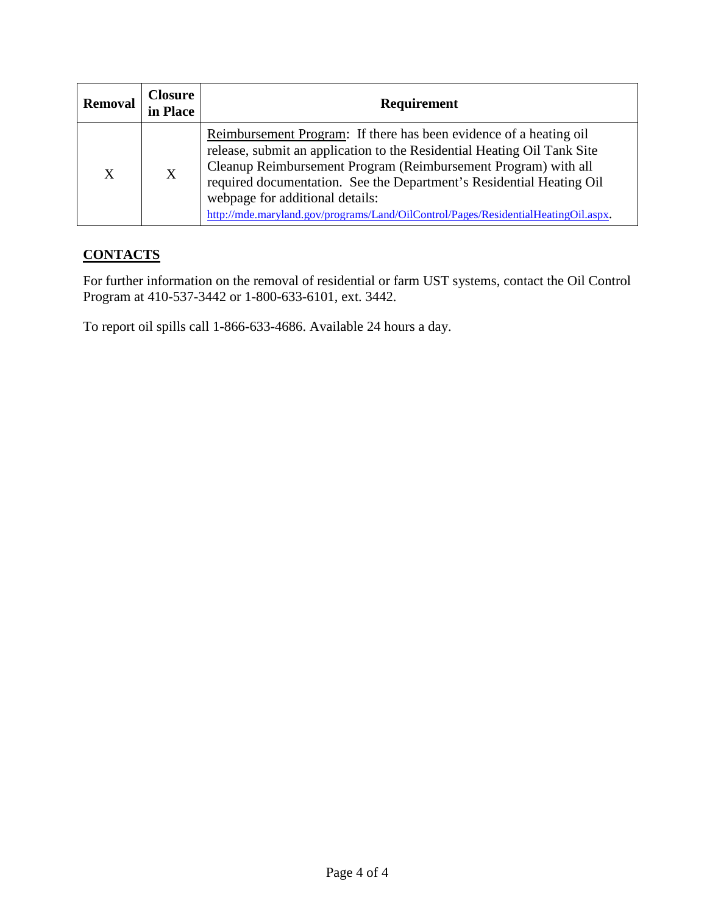| Removal | Closure in Place | Requirement |
|---|---|---|
| X | X | Reimbursement Program: If there has been evidence of a heating oil release, submit an application to the Residential Heating Oil Tank Site Cleanup Reimbursement Program (Reimbursement Program) with all required documentation. See the Department's Residential Heating Oil webpage for additional details: http://mde.maryland.gov/programs/Land/OilControl/Pages/ResidentialHeatingOil.aspx. |

## CONTACTS

For further information on the removal of residential or farm UST systems, contact the Oil Control Program at 410-537-3442 or 1-800-633-6101, ext. 3442.

To report oil spills call 1-866-633-4686. Available 24 hours a day.